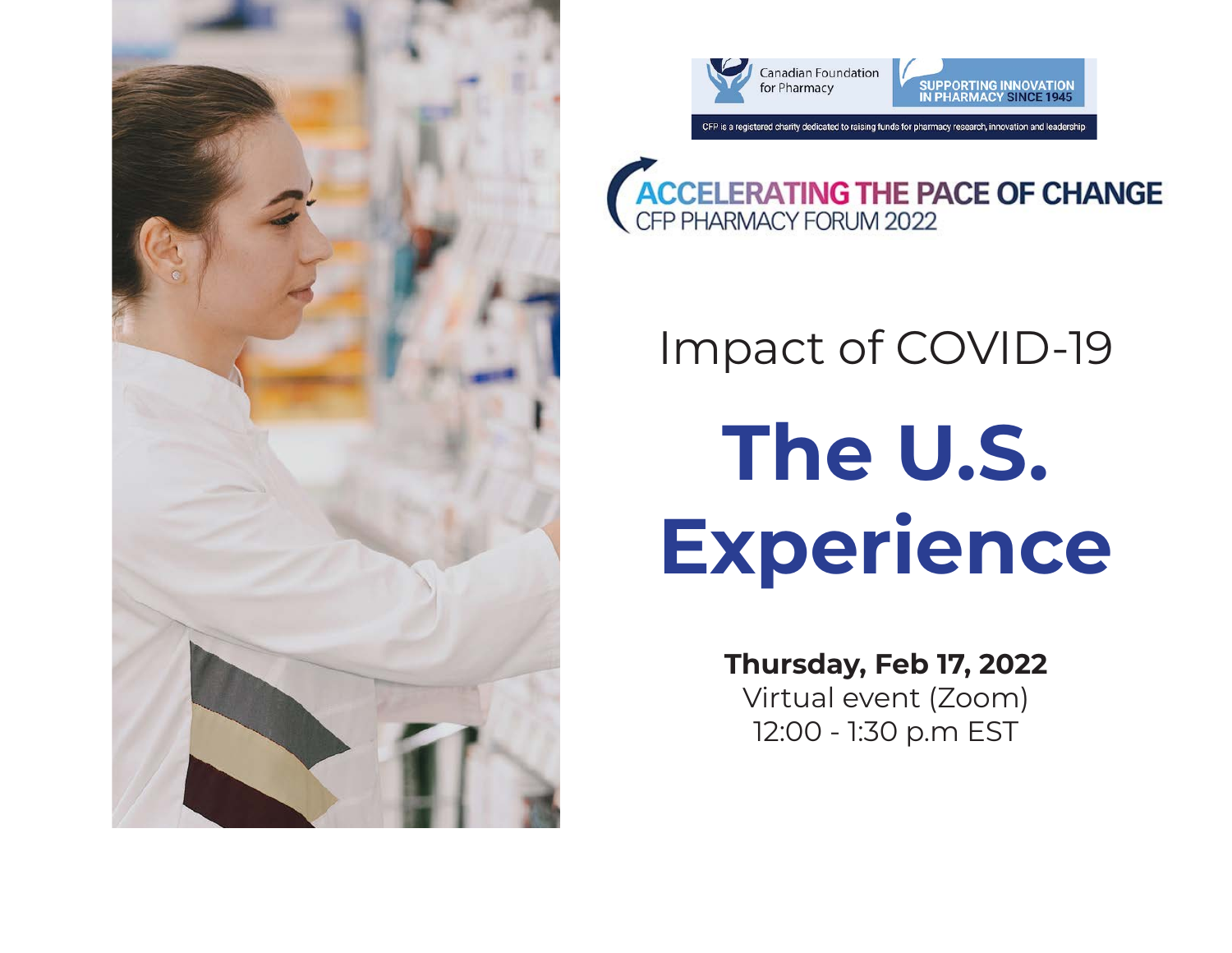Canadian Foundation for Pharmacy

SUPPORTING INNOVATION IN PHARMACY SINCE 1945

CFP is a registered charity dedicated to raising funds for pharmacy research, innovation and leadership

**ACCELERATING THE PACE OF CHANGE**
CFP PHARMACY FORUM 2022

## Impact of COVID-19

# The U.S. Experience

**Thursday, Feb 17, 2022**
Virtual event (Zoom)
12:00 - 1:30 p.m EST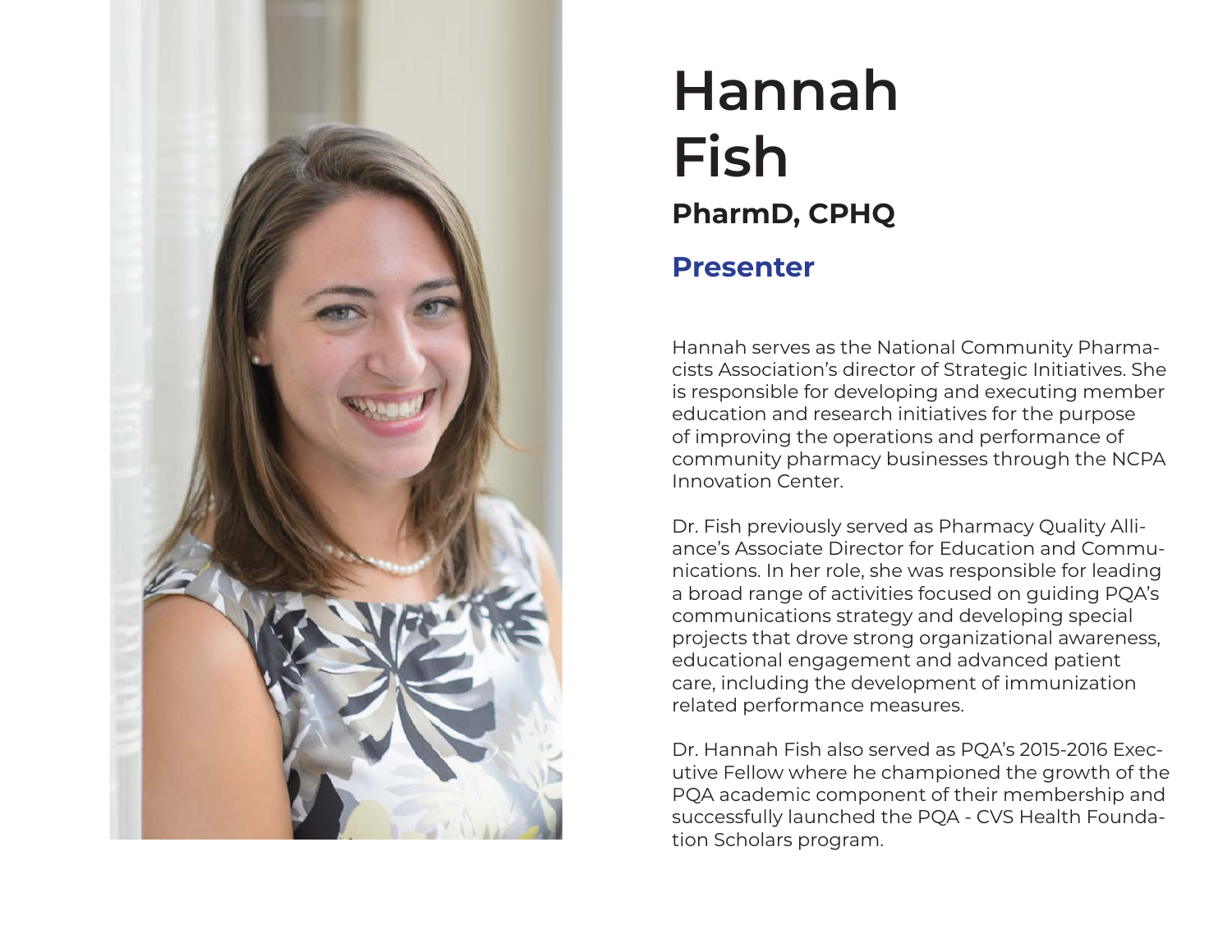# Hannah Fish

**PharmD, CPHQ**

## Presenter

Hannah serves as the National Community Pharmacists Association's director of Strategic Initiatives. She is responsible for developing and executing member education and research initiatives for the purpose of improving the operations and performance of community pharmacy businesses through the NCPA Innovation Center.

Dr. Fish previously served as Pharmacy Quality Alliance's Associate Director for Education and Communications. In her role, she was responsible for leading a broad range of activities focused on guiding PQA's communications strategy and developing special projects that drove strong organizational awareness, educational engagement and advanced patient care, including the development of immunization related performance measures.

Dr. Hannah Fish also served as PQA's 2015-2016 Executive Fellow where he championed the growth of the PQA academic component of their membership and successfully launched the PQA - CVS Health Foundation Scholars program.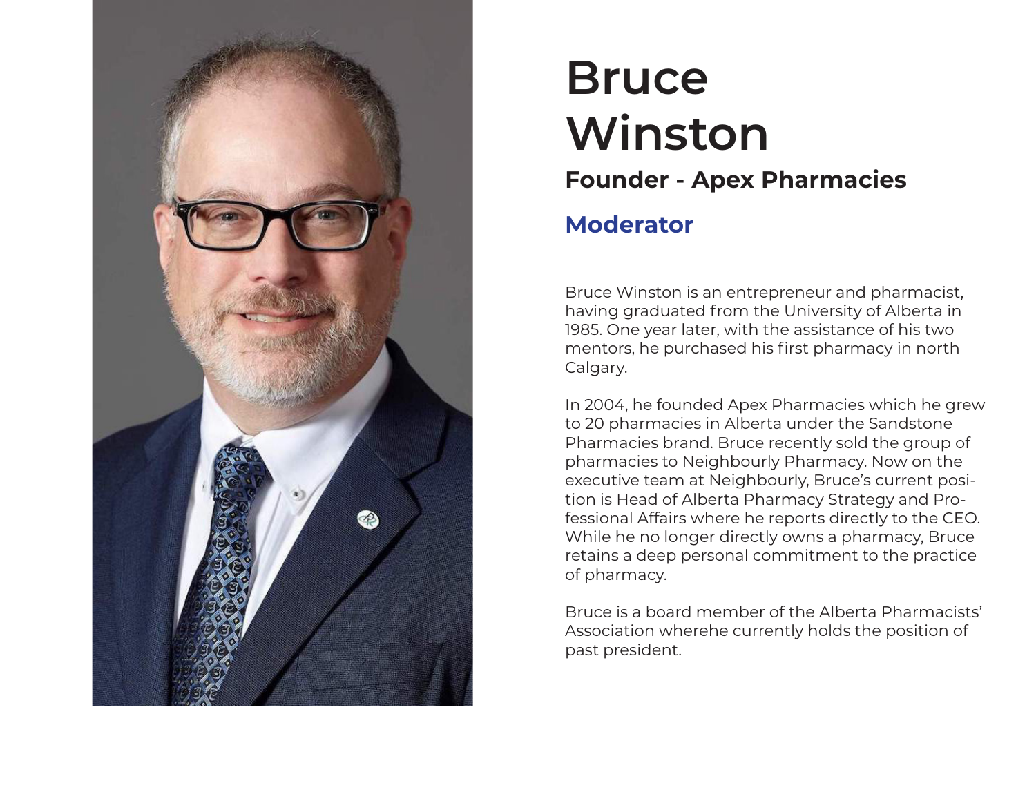# Bruce Winston

**Founder - Apex Pharmacies**

## Moderator

Bruce Winston is an entrepreneur and pharmacist, having graduated from the University of Alberta in 1985. One year later, with the assistance of his two mentors, he purchased his first pharmacy in north Calgary.

In 2004, he founded Apex Pharmacies which he grew to 20 pharmacies in Alberta under the Sandstone Pharmacies brand. Bruce recently sold the group of pharmacies to Neighbourly Pharmacy. Now on the executive team at Neighbourly, Bruce's current position is Head of Alberta Pharmacy Strategy and Professional Affairs where he reports directly to the CEO. While he no longer directly owns a pharmacy, Bruce retains a deep personal commitment to the practice of pharmacy.

Bruce is a board member of the Alberta Pharmacists' Association wherehe currently holds the position of past president.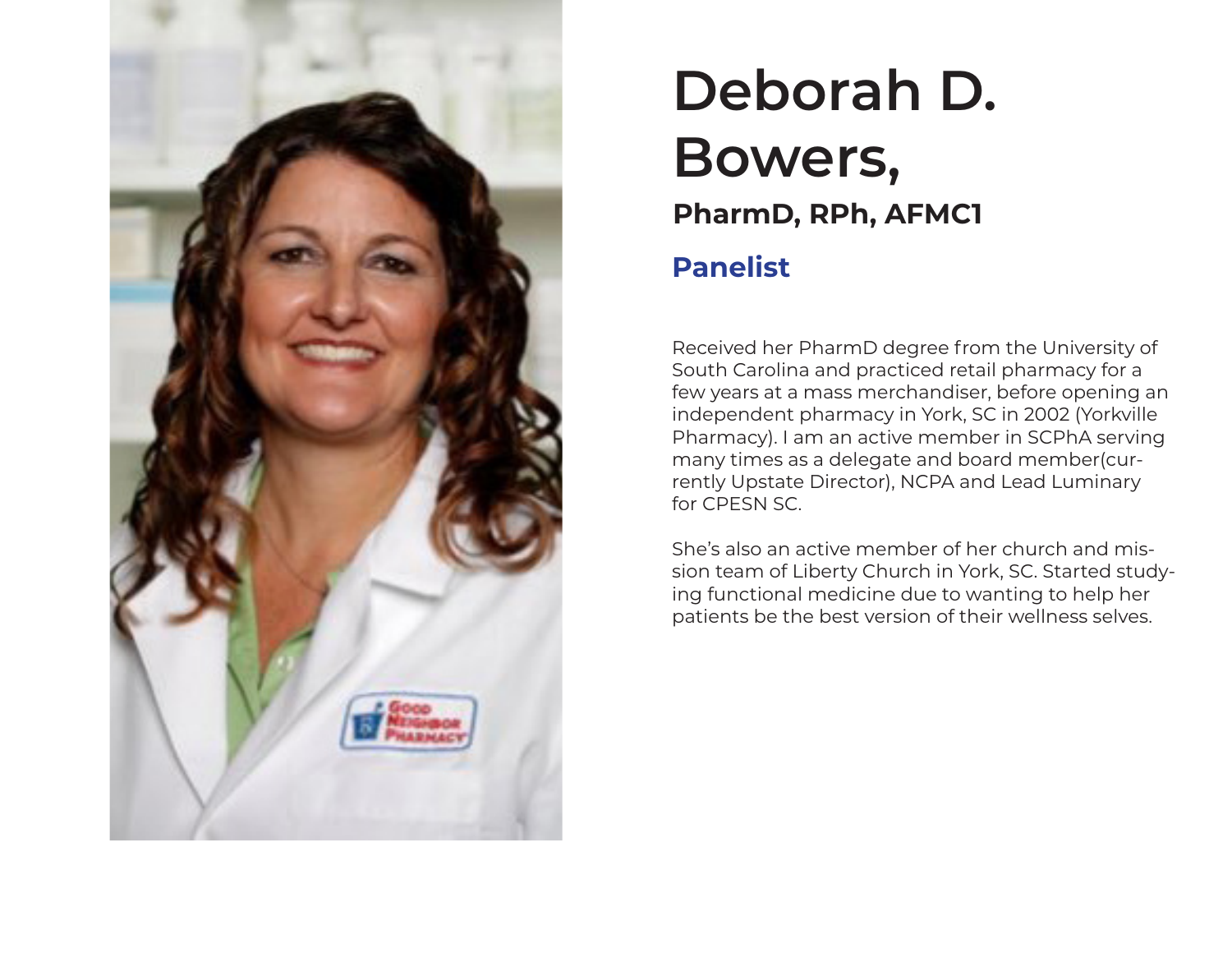# Deborah D. Bowers,

**PharmD, RPh, AFMC1**

## Panelist

Received her PharmD degree from the University of South Carolina and practiced retail pharmacy for a few years at a mass merchandiser, before opening an independent pharmacy in York, SC in 2002 (Yorkville Pharmacy). I am an active member in SCPhA serving many times as a delegate and board member(currently Upstate Director), NCPA and Lead Luminary for CPESN SC.

She's also an active member of her church and mission team of Liberty Church in York, SC. Started studying functional medicine due to wanting to help her patients be the best version of their wellness selves.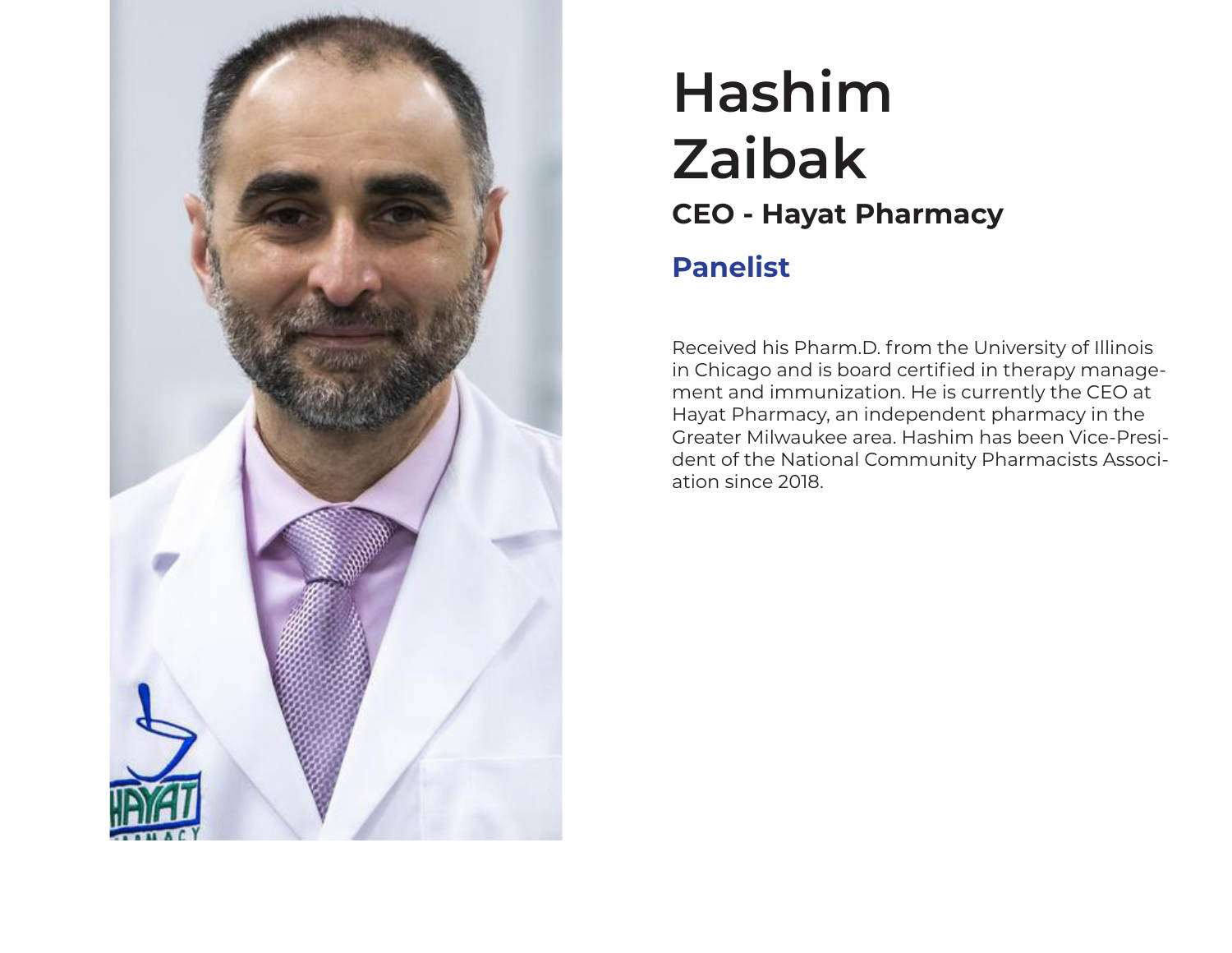# Hashim Zaibak

### CEO - Hayat Pharmacy

**Panelist**

Received his Pharm.D. from the University of Illinois in Chicago and is board certified in therapy management and immunization. He is currently the CEO at Hayat Pharmacy, an independent pharmacy in the Greater Milwaukee area. Hashim has been Vice-President of the National Community Pharmacists Association since 2018.